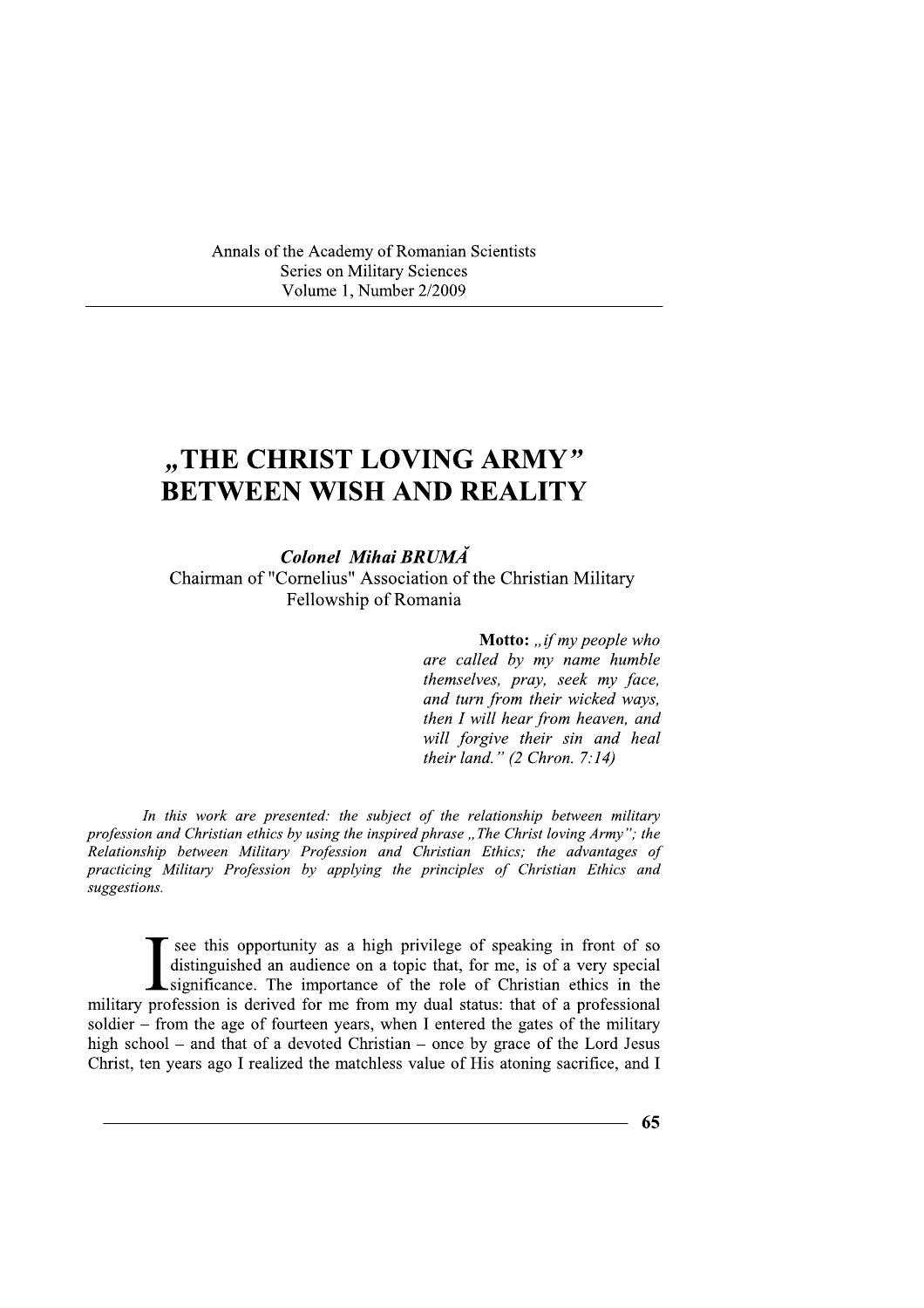# „THE CHRIST LOVING ARMY" BETWEEN WISH AND REALITY

***Colonel Mihai BRUMĂ***
Chairman of "Cornelius" Association of the Christian Military Fellowship of Romania

> **Motto:** *„if my people who are called by my name humble themselves, pray, seek my face, and turn from their wicked ways, then I will hear from heaven, and will forgive their sin and heal their land." (2 Chron. 7:14)*

*In this work are presented: the subject of the relationship between military profession and Christian ethics by using the inspired phrase „The Christ loving Army"; the Relationship between Military Profession and Christian Ethics; the advantages of practicing Military Profession by applying the principles of Christian Ethics and suggestions.*

I see this opportunity as a high privilege of speaking in front of so distinguished an audience on a topic that, for me, is of a very special significance. The importance of the role of Christian ethics in the military profession is derived for me from my dual status: that of a professional soldier – from the age of fourteen years, when I entered the gates of the military high school – and that of a devoted Christian – once by grace of the Lord Jesus Christ, ten years ago I realized the matchless value of His atoning sacrifice, and I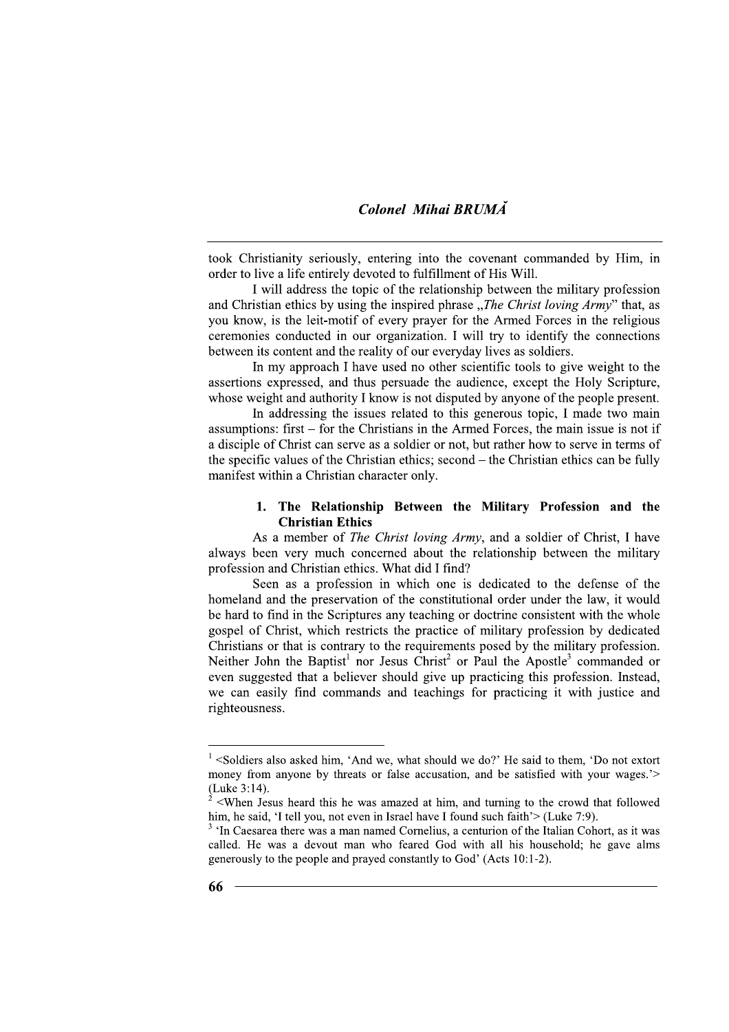took Christianity seriously, entering into the covenant commanded by Him, in order to live a life entirely devoted to fulfillment of His Will.

I will address the topic of the relationship between the military profession and Christian ethics by using the inspired phrase „*The Christ loving Army*" that, as you know, is the leit-motif of every prayer for the Armed Forces in the religious ceremonies conducted in our organization. I will try to identify the connections between its content and the reality of our everyday lives as soldiers.

In my approach I have used no other scientific tools to give weight to the assertions expressed, and thus persuade the audience, except the Holy Scripture, whose weight and authority I know is not disputed by anyone of the people present.

In addressing the issues related to this generous topic, I made two main assumptions: first – for the Christians in the Armed Forces, the main issue is not if a disciple of Christ can serve as a soldier or not, but rather how to serve in terms of the specific values of the Christian ethics; second – the Christian ethics can be fully manifest within a Christian character only.

## 1. The Relationship Between the Military Profession and the Christian Ethics

As a member of *The Christ loving Army*, and a soldier of Christ, I have always been very much concerned about the relationship between the military profession and Christian ethics. What did I find?

Seen as a profession in which one is dedicated to the defense of the homeland and the preservation of the constitutional order under the law, it would be hard to find in the Scriptures any teaching or doctrine consistent with the whole gospel of Christ, which restricts the practice of military profession by dedicated Christians or that is contrary to the requirements posed by the military profession. Neither John the Baptist[1] nor Jesus Christ[2] or Paul the Apostle[3] commanded or even suggested that a believer should give up practicing this profession. Instead, we can easily find commands and teachings for practicing it with justice and righteousness.

---

[1] <Soldiers also asked him, 'And we, what should we do?' He said to them, 'Do not extort money from anyone by threats or false accusation, and be satisfied with your wages.'> (Luke 3:14).

[2] <When Jesus heard this he was amazed at him, and turning to the crowd that followed him, he said, 'I tell you, not even in Israel have I found such faith'> (Luke 7:9).

[3] 'In Caesarea there was a man named Cornelius, a centurion of the Italian Cohort, as it was called. He was a devout man who feared God with all his household; he gave alms generously to the people and prayed constantly to God' (Acts 10:1-2).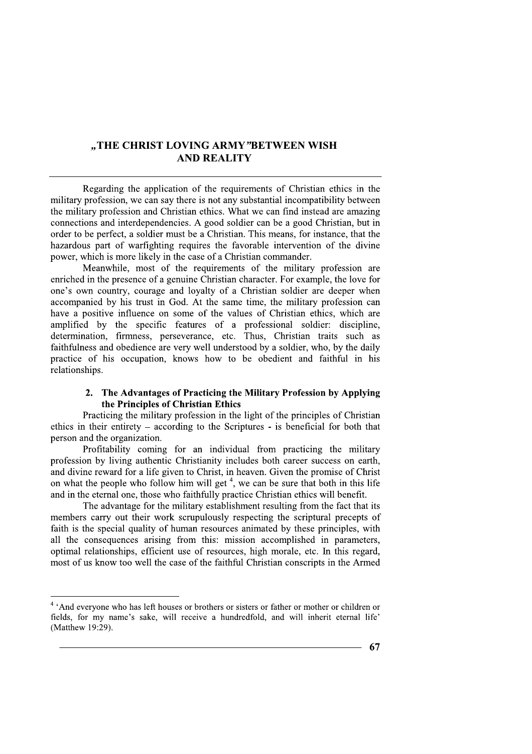# „THE CHRIST LOVING ARMY"BETWEEN WISH AND REALITY

Regarding the application of the requirements of Christian ethics in the military profession, we can say there is not any substantial incompatibility between the military profession and Christian ethics. What we can find instead are amazing connections and interdependencies. A good soldier can be a good Christian, but in order to be perfect, a soldier must be a Christian. This means, for instance, that the hazardous part of warfighting requires the favorable intervention of the divine power, which is more likely in the case of a Christian commander.

Meanwhile, most of the requirements of the military profession are enriched in the presence of a genuine Christian character. For example, the love for one's own country, courage and loyalty of a Christian soldier are deeper when accompanied by his trust in God. At the same time, the military profession can have a positive influence on some of the values of Christian ethics, which are amplified by the specific features of a professional soldier: discipline, determination, firmness, perseverance, etc. Thus, Christian traits such as faithfulness and obedience are very well understood by a soldier, who, by the daily practice of his occupation, knows how to be obedient and faithful in his relationships.

## 2. The Advantages of Practicing the Military Profession by Applying the Principles of Christian Ethics

Practicing the military profession in the light of the principles of Christian ethics in their entirety – according to the Scriptures - is beneficial for both that person and the organization.

Profitability coming for an individual from practicing the military profession by living authentic Christianity includes both career success on earth, and divine reward for a life given to Christ, in heaven. Given the promise of Christ on what the people who follow him will get [4], we can be sure that both in this life and in the eternal one, those who faithfully practice Christian ethics will benefit.

The advantage for the military establishment resulting from the fact that its members carry out their work scrupulously respecting the scriptural precepts of faith is the special quality of human resources animated by these principles, with all the consequences arising from this: mission accomplished in parameters, optimal relationships, efficient use of resources, high morale, etc. In this regard, most of us know too well the case of the faithful Christian conscripts in the Armed

---

[4] 'And everyone who has left houses or brothers or sisters or father or mother or children or fields, for my name's sake, will receive a hundredfold, and will inherit eternal life' (Matthew 19:29).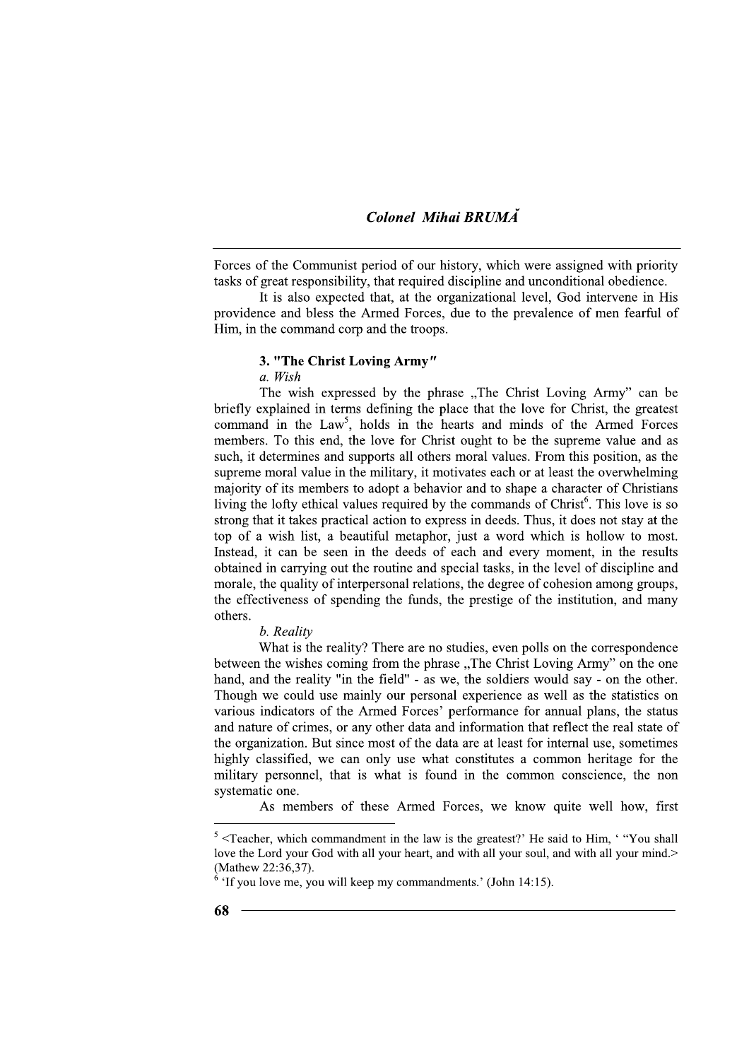Forces of the Communist period of our history, which were assigned with priority tasks of great responsibility, that required discipline and unconditional obedience.

It is also expected that, at the organizational level, God intervene in His providence and bless the Armed Forces, due to the prevalence of men fearful of Him, in the command corp and the troops.

### 3. "The Christ Loving Army"

*a. Wish*

The wish expressed by the phrase „The Christ Loving Army" can be briefly explained in terms defining the place that the love for Christ, the greatest command in the Law[5], holds in the hearts and minds of the Armed Forces members. To this end, the love for Christ ought to be the supreme value and as such, it determines and supports all others moral values. From this position, as the supreme moral value in the military, it motivates each or at least the overwhelming majority of its members to adopt a behavior and to shape a character of Christians living the lofty ethical values required by the commands of Christ[6]. This love is so strong that it takes practical action to express in deeds. Thus, it does not stay at the top of a wish list, a beautiful metaphor, just a word which is hollow to most. Instead, it can be seen in the deeds of each and every moment, in the results obtained in carrying out the routine and special tasks, in the level of discipline and morale, the quality of interpersonal relations, the degree of cohesion among groups, the effectiveness of spending the funds, the prestige of the institution, and many others.

*b. Reality*

What is the reality? There are no studies, even polls on the correspondence between the wishes coming from the phrase „The Christ Loving Army" on the one hand, and the reality "in the field" - as we, the soldiers would say - on the other. Though we could use mainly our personal experience as well as the statistics on various indicators of the Armed Forces' performance for annual plans, the status and nature of crimes, or any other data and information that reflect the real state of the organization. But since most of the data are at least for internal use, sometimes highly classified, we can only use what constitutes a common heritage for the military personnel, that is what is found in the common conscience, the non systematic one.

As members of these Armed Forces, we know quite well how, first

---

[5] <Teacher, which commandment in the law is the greatest?' He said to Him, ' "You shall love the Lord your God with all your heart, and with all your soul, and with all your mind.> (Mathew 22:36,37).

[6] 'If you love me, you will keep my commandments.' (John 14:15).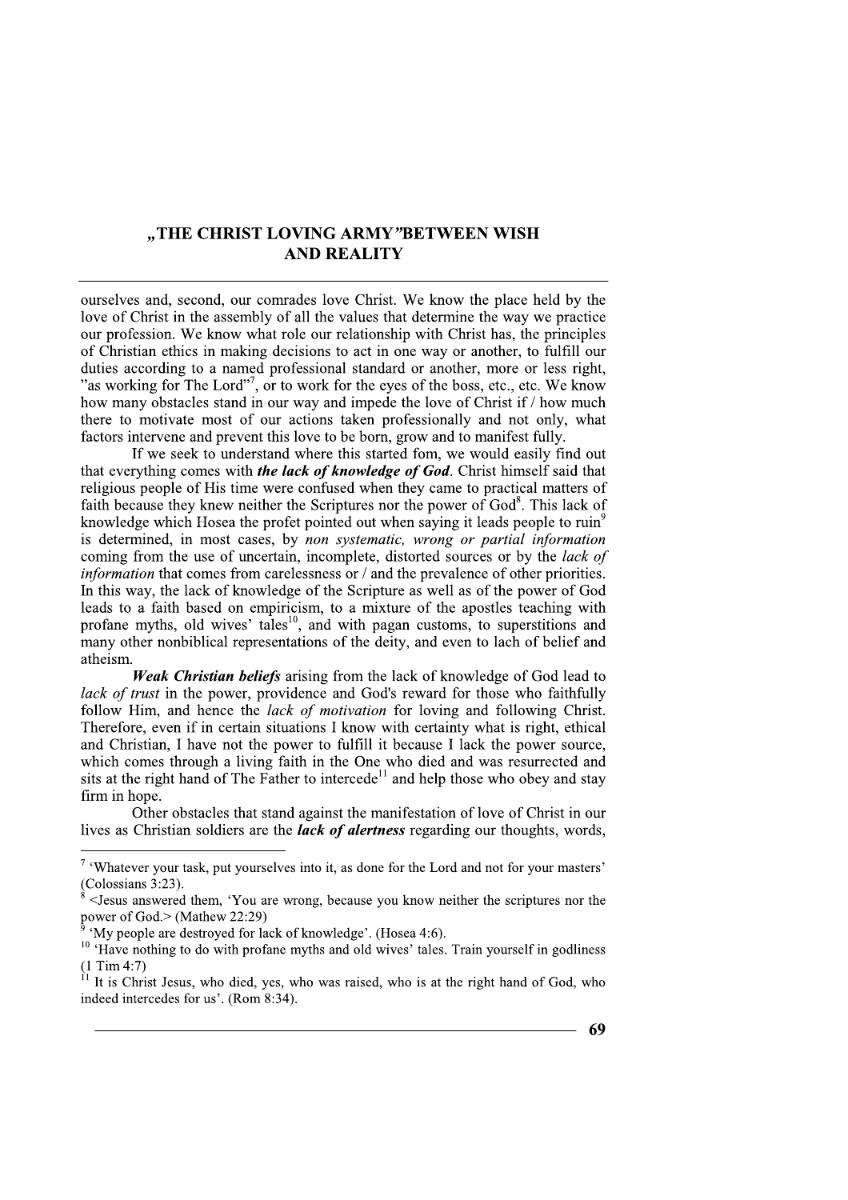ourselves and, second, our comrades love Christ. We know the place held by the love of Christ in the assembly of all the values that determine the way we practice our profession. We know what role our relationship with Christ has, the principles of Christian ethics in making decisions to act in one way or another, to fulfill our duties according to a named professional standard or another, more or less right, "as working for The Lord"[7], or to work for the eyes of the boss, etc., etc. We know how many obstacles stand in our way and impede the love of Christ if / how much there to motivate most of our actions taken professionally and not only, what factors intervene and prevent this love to be born, grow and to manifest fully.

If we seek to understand where this started fom, we would easily find out that everything comes with ***the lack of knowledge of God***. Christ himself said that religious people of His time were confused when they came to practical matters of faith because they knew neither the Scriptures nor the power of God[8]. This lack of knowledge which Hosea the profet pointed out when saying it leads people to ruin[9] is determined, in most cases, by *non systematic, wrong or partial information* coming from the use of uncertain, incomplete, distorted sources or by the *lack of information* that comes from carelessness or / and the prevalence of other priorities. In this way, the lack of knowledge of the Scripture as well as of the power of God leads to a faith based on empiricism, to a mixture of the apostles teaching with profane myths, old wives' tales[10], and with pagan customs, to superstitions and many other nonbiblical representations of the deity, and even to lach of belief and atheism.

***Weak Christian beliefs*** arising from the lack of knowledge of God lead to *lack of trust* in the power, providence and God's reward for those who faithfully follow Him, and hence the *lack of motivation* for loving and following Christ. Therefore, even if in certain situations I know with certainty what is right, ethical and Christian, I have not the power to fulfill it because I lack the power source, which comes through a living faith in the One who died and was resurrected and sits at the right hand of The Father to intercede[11] and help those who obey and stay firm in hope.

Other obstacles that stand against the manifestation of love of Christ in our lives as Christian soldiers are the ***lack of alertness*** regarding our thoughts, words,

---

[7] 'Whatever your task, put yourselves into it, as done for the Lord and not for your masters' (Colossians 3:23).

[8] <Jesus answered them, 'You are wrong, because you know neither the scriptures nor the power of God.> (Mathew 22:29)

[9] 'My people are destroyed for lack of knowledge'. (Hosea 4:6).

[10] 'Have nothing to do with profane myths and old wives' tales. Train yourself in godliness (1 Tim 4:7)

[11] It is Christ Jesus, who died, yes, who was raised, who is at the right hand of God, who indeed intercedes for us'. (Rom 8:34).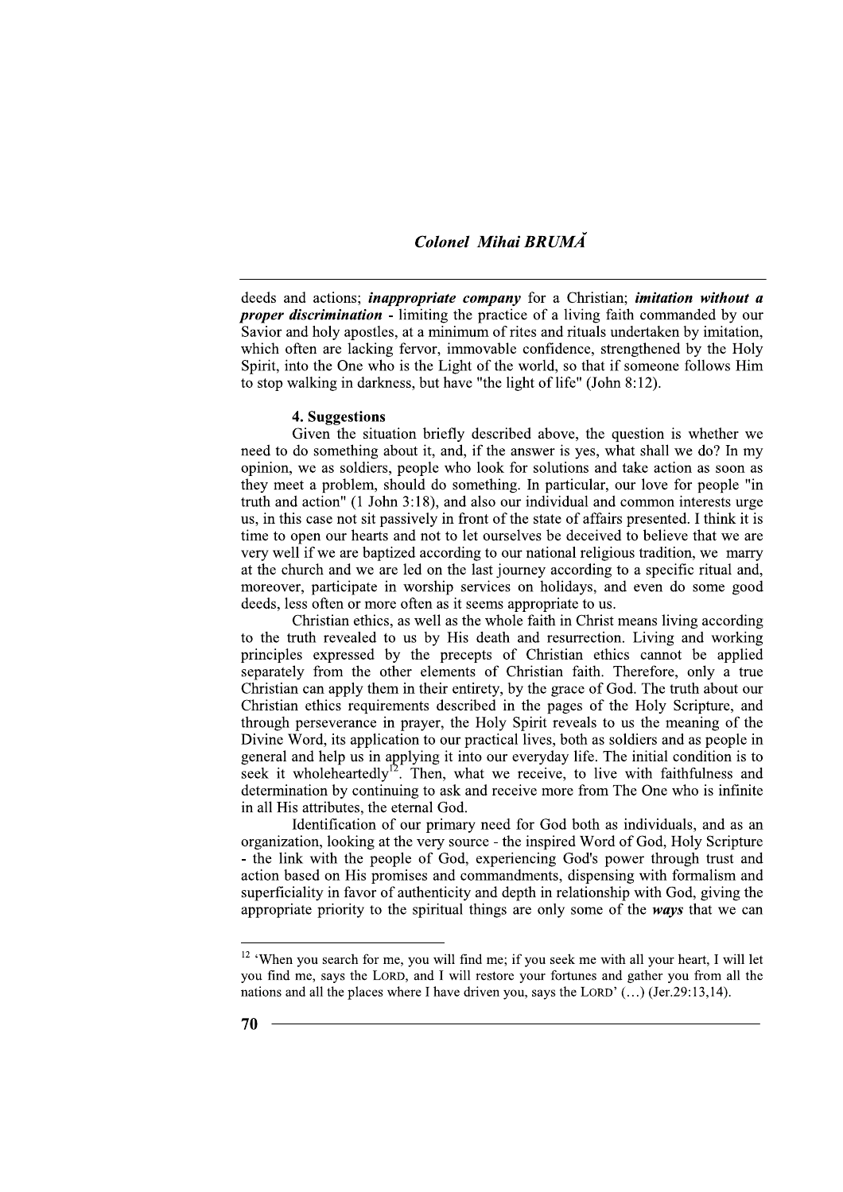deeds and actions; ***inappropriate company*** for a Christian; ***imitation without a proper discrimination*** - limiting the practice of a living faith commanded by our Savior and holy apostles, at a minimum of rites and rituals undertaken by imitation, which often are lacking fervor, immovable confidence, strengthened by the Holy Spirit, into the One who is the Light of the world, so that if someone follows Him to stop walking in darkness, but have "the light of life" (John 8:12).

### 4. Suggestions

Given the situation briefly described above, the question is whether we need to do something about it, and, if the answer is yes, what shall we do? In my opinion, we as soldiers, people who look for solutions and take action as soon as they meet a problem, should do something. In particular, our love for people "in truth and action" (1 John 3:18), and also our individual and common interests urge us, in this case not sit passively in front of the state of affairs presented. I think it is time to open our hearts and not to let ourselves be deceived to believe that we are very well if we are baptized according to our national religious tradition, we marry at the church and we are led on the last journey according to a specific ritual and, moreover, participate in worship services on holidays, and even do some good deeds, less often or more often as it seems appropriate to us.

Christian ethics, as well as the whole faith in Christ means living according to the truth revealed to us by His death and resurrection. Living and working principles expressed by the precepts of Christian ethics cannot be applied separately from the other elements of Christian faith. Therefore, only a true Christian can apply them in their entirety, by the grace of God. The truth about our Christian ethics requirements described in the pages of the Holy Scripture, and through perseverance in prayer, the Holy Spirit reveals to us the meaning of the Divine Word, its application to our practical lives, both as soldiers and as people in general and help us in applying it into our everyday life. The initial condition is to seek it wholeheartedly[12]. Then, what we receive, to live with faithfulness and determination by continuing to ask and receive more from The One who is infinite in all His attributes, the eternal God.

Identification of our primary need for God both as individuals, and as an organization, looking at the very source - the inspired Word of God, Holy Scripture - the link with the people of God, experiencing God's power through trust and action based on His promises and commandments, dispensing with formalism and superficiality in favor of authenticity and depth in relationship with God, giving the appropriate priority to the spiritual things are only some of the ***ways*** that we can

---

[12] 'When you search for me, you will find me; if you seek me with all your heart, I will let you find me, says the LORD, and I will restore your fortunes and gather you from all the nations and all the places where I have driven you, says the LORD' (…) (Jer.29:13,14).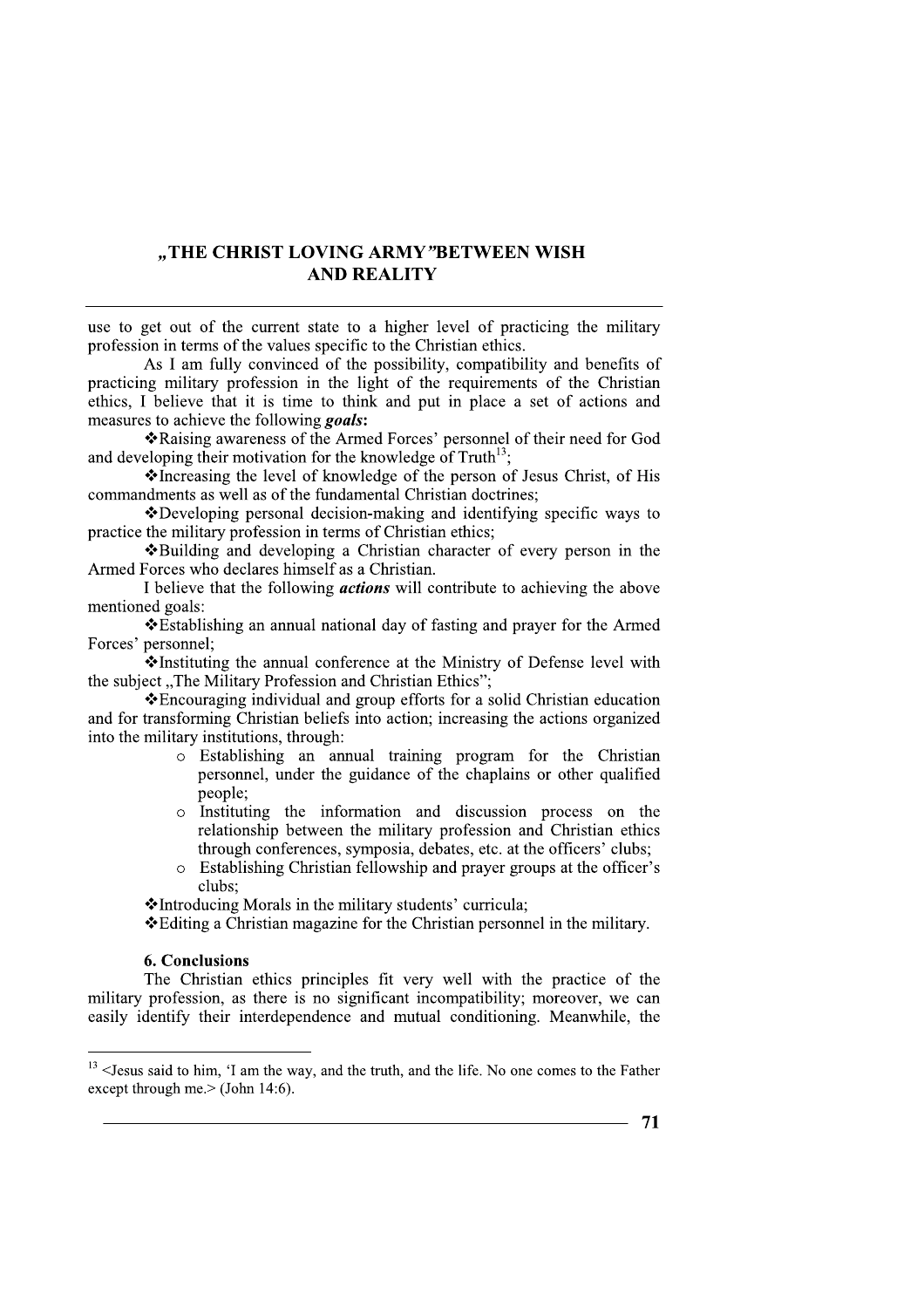use to get out of the current state to a higher level of practicing the military profession in terms of the values specific to the Christian ethics.

As I am fully convinced of the possibility, compatibility and benefits of practicing military profession in the light of the requirements of the Christian ethics, I believe that it is time to think and put in place a set of actions and measures to achieve the following ***goals***:

- Raising awareness of the Armed Forces' personnel of their need for God and developing their motivation for the knowledge of Truth[13];
- Increasing the level of knowledge of the person of Jesus Christ, of His commandments as well as of the fundamental Christian doctrines;
- Developing personal decision-making and identifying specific ways to practice the military profession in terms of Christian ethics;
- Building and developing a Christian character of every person in the Armed Forces who declares himself as a Christian.

I believe that the following ***actions*** will contribute to achieving the above mentioned goals:

- Establishing an annual national day of fasting and prayer for the Armed Forces' personnel;
- Instituting the annual conference at the Ministry of Defense level with the subject „The Military Profession and Christian Ethics";
- Encouraging individual and group efforts for a solid Christian education and for transforming Christian beliefs into action; increasing the actions organized into the military institutions, through:
  - Establishing an annual training program for the Christian personnel, under the guidance of the chaplains or other qualified people;
  - Instituting the information and discussion process on the relationship between the military profession and Christian ethics through conferences, symposia, debates, etc. at the officers' clubs;
  - Establishing Christian fellowship and prayer groups at the officer's clubs;
- Introducing Morals in the military students' curricula;
- Editing a Christian magazine for the Christian personnel in the military.

## 6. Conclusions

The Christian ethics principles fit very well with the practice of the military profession, as there is no significant incompatibility; moreover, we can easily identify their interdependence and mutual conditioning. Meanwhile, the

---

[13] <Jesus said to him, 'I am the way, and the truth, and the life. No one comes to the Father except through me.> (John 14:6).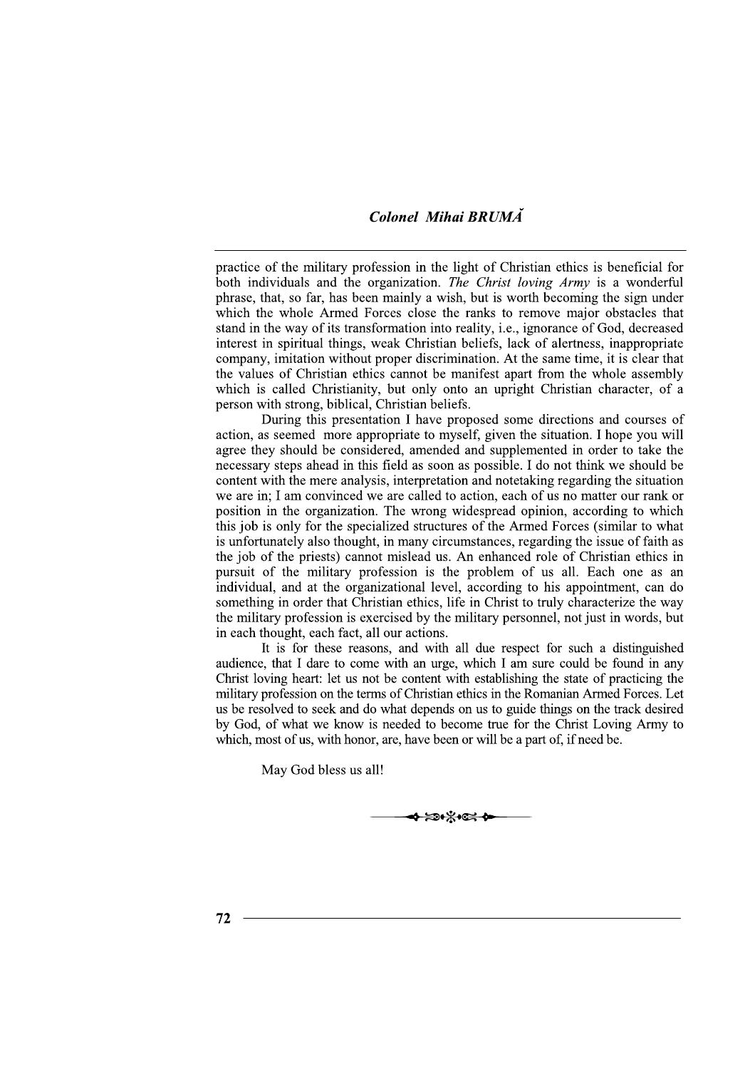practice of the military profession in the light of Christian ethics is beneficial for both individuals and the organization. *The Christ loving Army* is a wonderful phrase, that, so far, has been mainly a wish, but is worth becoming the sign under which the whole Armed Forces close the ranks to remove major obstacles that stand in the way of its transformation into reality, i.e., ignorance of God, decreased interest in spiritual things, weak Christian beliefs, lack of alertness, inappropriate company, imitation without proper discrimination. At the same time, it is clear that the values of Christian ethics cannot be manifest apart from the whole assembly which is called Christianity, but only onto an upright Christian character, of a person with strong, biblical, Christian beliefs.

During this presentation I have proposed some directions and courses of action, as seemed more appropriate to myself, given the situation. I hope you will agree they should be considered, amended and supplemented in order to take the necessary steps ahead in this field as soon as possible. I do not think we should be content with the mere analysis, interpretation and notetaking regarding the situation we are in; I am convinced we are called to action, each of us no matter our rank or position in the organization. The wrong widespread opinion, according to which this job is only for the specialized structures of the Armed Forces (similar to what is unfortunately also thought, in many circumstances, regarding the issue of faith as the job of the priests) cannot mislead us. An enhanced role of Christian ethics in pursuit of the military profession is the problem of us all. Each one as an individual, and at the organizational level, according to his appointment, can do something in order that Christian ethics, life in Christ to truly characterize the way the military profession is exercised by the military personnel, not just in words, but in each thought, each fact, all our actions.

It is for these reasons, and with all due respect for such a distinguished audience, that I dare to come with an urge, which I am sure could be found in any Christ loving heart: let us not be content with establishing the state of practicing the military profession on the terms of Christian ethics in the Romanian Armed Forces. Let us be resolved to seek and do what depends on us to guide things on the track desired by God, of what we know is needed to become true for the Christ Loving Army to which, most of us, with honor, are, have been or will be a part of, if need be.

May God bless us all!